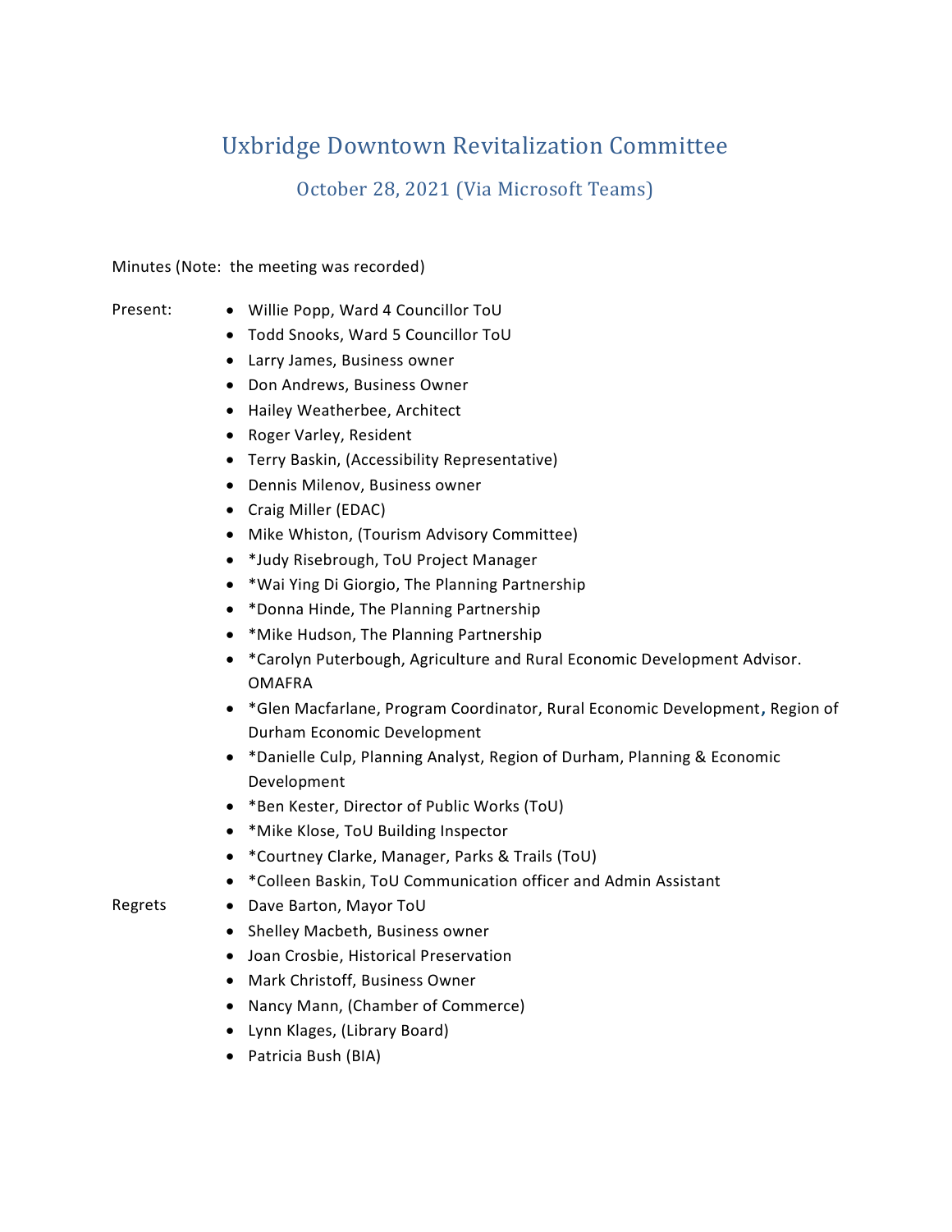# Uxbridge Downtown Revitalization Committee

## October 28, 2021 (Via Microsoft Teams)

Minutes (Note: the meeting was recorded)

Present:

- Willie Popp, Ward 4 Councillor ToU
- Todd Snooks, Ward 5 Councillor ToU
- Larry James, Business owner
- Don Andrews, Business Owner
- Hailey Weatherbee, Architect
- Roger Varley, Resident
- Terry Baskin, (Accessibility Representative)
- Dennis Milenov, Business owner
- Craig Miller (EDAC)
- Mike Whiston, (Tourism Advisory Committee)
- *Judy Risebrough, ToU Project Manager
- *Wai Ying Di Giorgio, The Planning Partnership
- *Donna Hinde, The Planning Partnership
- *Mike Hudson, The Planning Partnership
- *Carolyn Puterbough, Agriculture and Rural Economic Development Advisor. OMAFRA
- *Glen Macfarlane, Program Coordinator, Rural Economic Development, Region of Durham Economic Development
- *Danielle Culp, Planning Analyst, Region of Durham, Planning & Economic Development
- *Ben Kester, Director of Public Works (ToU)
- *Mike Klose, ToU Building Inspector
- *Courtney Clarke, Manager, Parks & Trails (ToU)
- *Colleen Baskin, ToU Communication officer and Admin Assistant

Regrets

- Dave Barton, Mayor ToU
- Shelley Macbeth, Business owner
- Joan Crosbie, Historical Preservation
- Mark Christoff, Business Owner
- Nancy Mann, (Chamber of Commerce)
- Lynn Klages, (Library Board)
- Patricia Bush (BIA)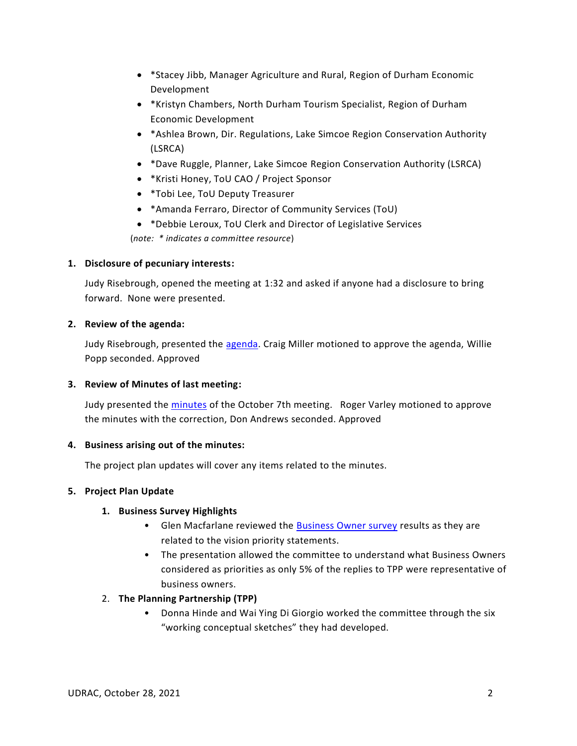- *Stacey Jibb, Manager Agriculture and Rural, Region of Durham Economic Development
- *Kristyn Chambers, North Durham Tourism Specialist, Region of Durham Economic Development
- *Ashlea Brown, Dir. Regulations, Lake Simcoe Region Conservation Authority (LSRCA)
- *Dave Ruggle, Planner, Lake Simcoe Region Conservation Authority (LSRCA)
- *Kristi Honey, ToU CAO / Project Sponsor
- *Tobi Lee, ToU Deputy Treasurer
- *Amanda Ferraro, Director of Community Services (ToU)
- *Debbie Leroux, ToU Clerk and Director of Legislative Services

(*note: * indicates a committee resource*)

**1. Disclosure of pecuniary interests:**

Judy Risebrough, opened the meeting at 1:32 and asked if anyone had a disclosure to bring forward. None were presented.

**2. Review of the agenda:**

Judy Risebrough, presented the agenda. Craig Miller motioned to approve the agenda, Willie Popp seconded. Approved

**3. Review of Minutes of last meeting:**

Judy presented the minutes of the October 7th meeting. Roger Varley motioned to approve the minutes with the correction, Don Andrews seconded. Approved

**4. Business arising out of the minutes:**

The project plan updates will cover any items related to the minutes.

**5. Project Plan Update**

1. **Business Survey Highlights**
   - Glen Macfarlane reviewed the Business Owner survey results as they are related to the vision priority statements.
   - The presentation allowed the committee to understand what Business Owners considered as priorities as only 5% of the replies to TPP were representative of business owners.
2. **The Planning Partnership (TPP)**
   - Donna Hinde and Wai Ying Di Giorgio worked the committee through the six "working conceptual sketches" they had developed.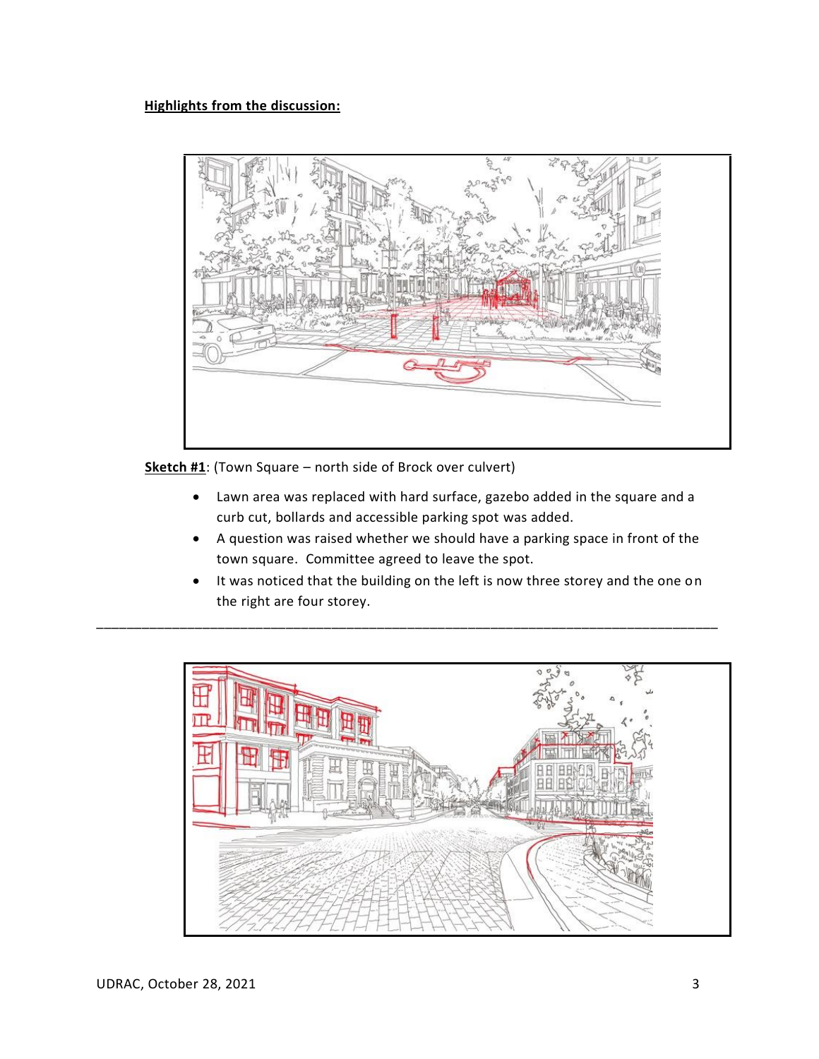**Highlights from the discussion:**

**Sketch #1**: (Town Square – north side of Brock over culvert)

- Lawn area was replaced with hard surface, gazebo added in the square and a curb cut, bollards and accessible parking spot was added.
- A question was raised whether we should have a parking space in front of the town square. Committee agreed to leave the spot.
- It was noticed that the building on the left is now three storey and the one on the right are four storey.

---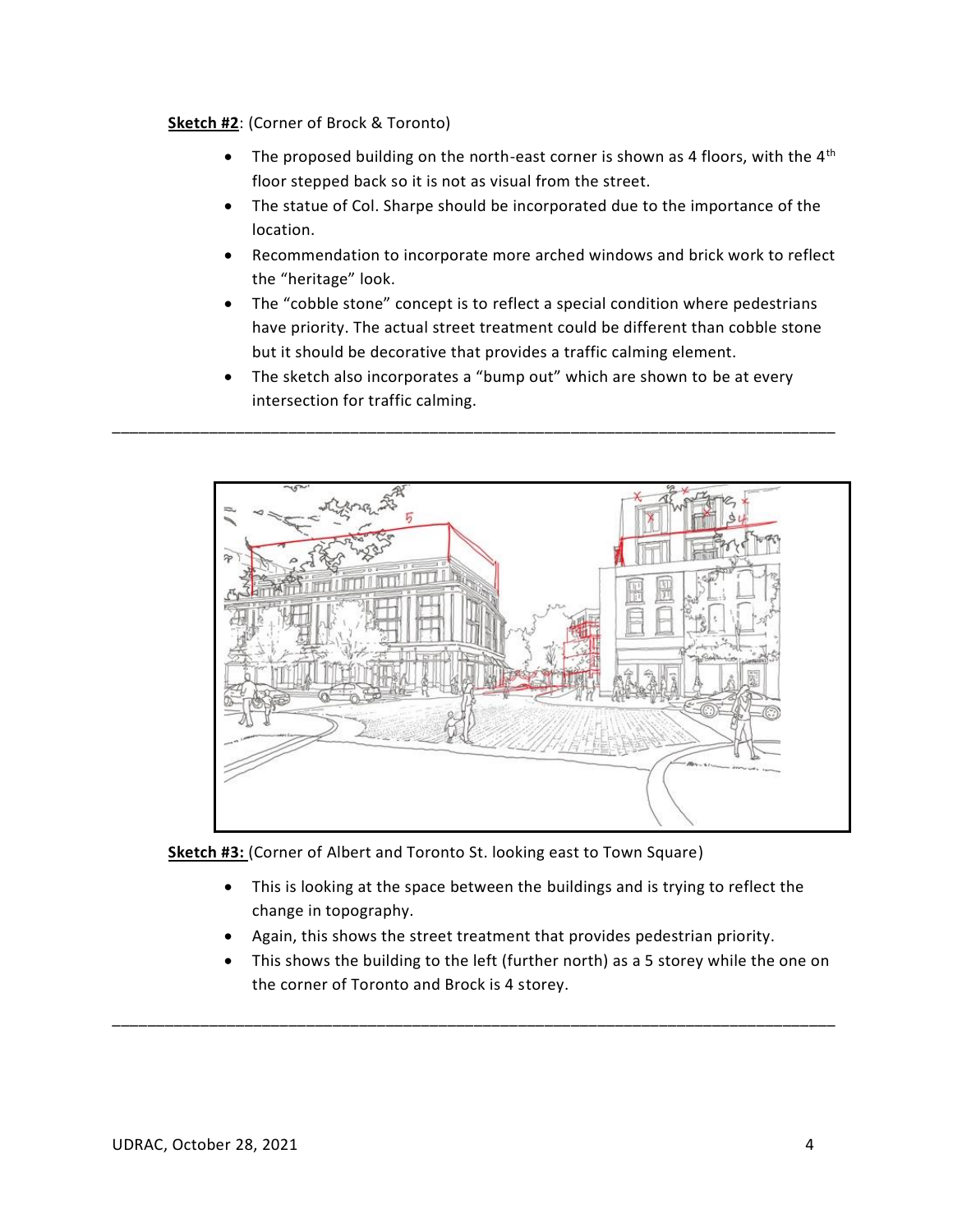**Sketch #2**: (Corner of Brock & Toronto)

- The proposed building on the north-east corner is shown as 4 floors, with the 4th floor stepped back so it is not as visual from the street.
- The statue of Col. Sharpe should be incorporated due to the importance of the location.
- Recommendation to incorporate more arched windows and brick work to reflect the "heritage" look.
- The "cobble stone" concept is to reflect a special condition where pedestrians have priority. The actual street treatment could be different than cobble stone but it should be decorative that provides a traffic calming element.
- The sketch also incorporates a "bump out" which are shown to be at every intersection for traffic calming.

---

**Sketch #3:** (Corner of Albert and Toronto St. looking east to Town Square)

- This is looking at the space between the buildings and is trying to reflect the change in topography.
- Again, this shows the street treatment that provides pedestrian priority.
- This shows the building to the left (further north) as a 5 storey while the one on the corner of Toronto and Brock is 4 storey.

---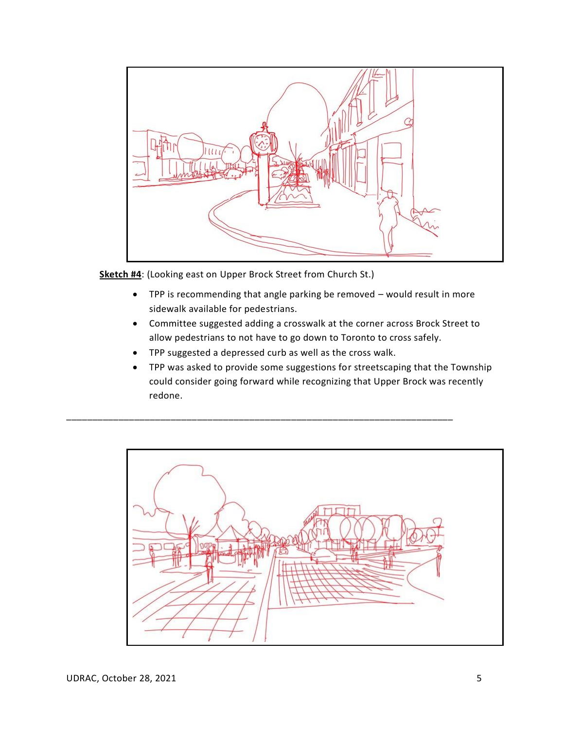**Sketch #4**: (Looking east on Upper Brock Street from Church St.)

- TPP is recommending that angle parking be removed – would result in more sidewalk available for pedestrians.
- Committee suggested adding a crosswalk at the corner across Brock Street to allow pedestrians to not have to go down to Toronto to cross safely.
- TPP suggested a depressed curb as well as the cross walk.
- TPP was asked to provide some suggestions for streetscaping that the Township could consider going forward while recognizing that Upper Brock was recently redone.

---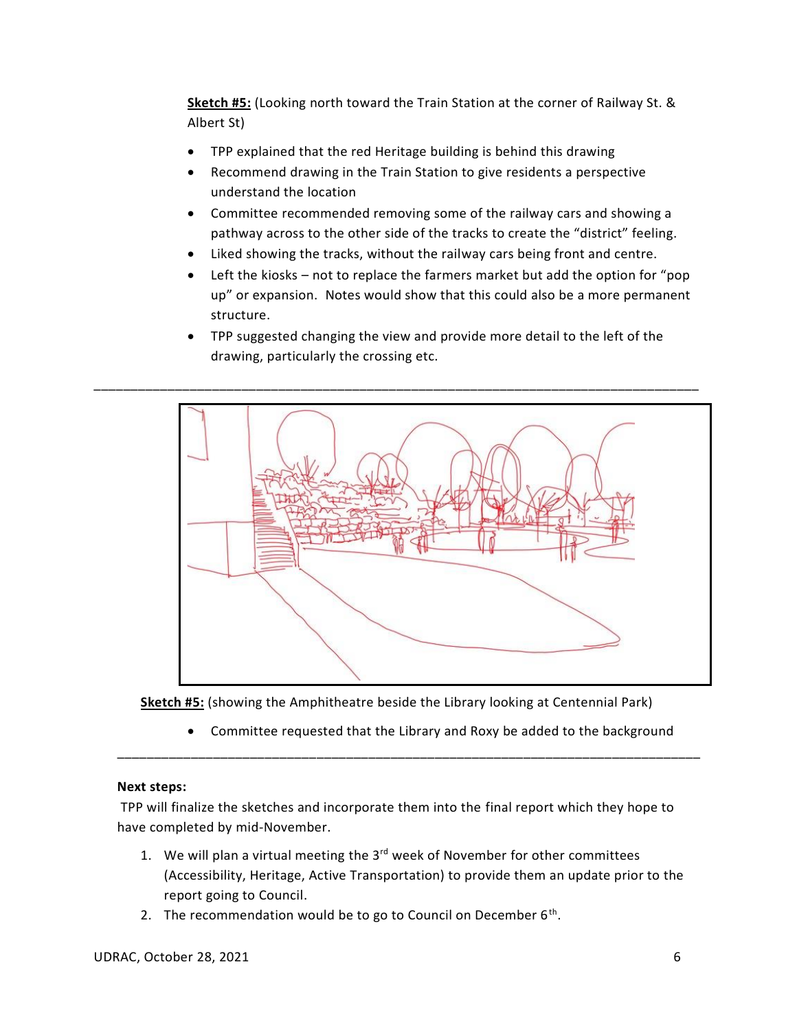**Sketch #5:** (Looking north toward the Train Station at the corner of Railway St. & Albert St)

- TPP explained that the red Heritage building is behind this drawing
- Recommend drawing in the Train Station to give residents a perspective understand the location
- Committee recommended removing some of the railway cars and showing a pathway across to the other side of the tracks to create the "district" feeling.
- Liked showing the tracks, without the railway cars being front and centre.
- Left the kiosks – not to replace the farmers market but add the option for "pop up" or expansion. Notes would show that this could also be a more permanent structure.
- TPP suggested changing the view and provide more detail to the left of the drawing, particularly the crossing etc.

---

**Sketch #5:** (showing the Amphitheatre beside the Library looking at Centennial Park)

- Committee requested that the Library and Roxy be added to the background

---

**Next steps:**

TPP will finalize the sketches and incorporate them into the final report which they hope to have completed by mid-November.

1. We will plan a virtual meeting the 3rd week of November for other committees (Accessibility, Heritage, Active Transportation) to provide them an update prior to the report going to Council.
2. The recommendation would be to go to Council on December 6th.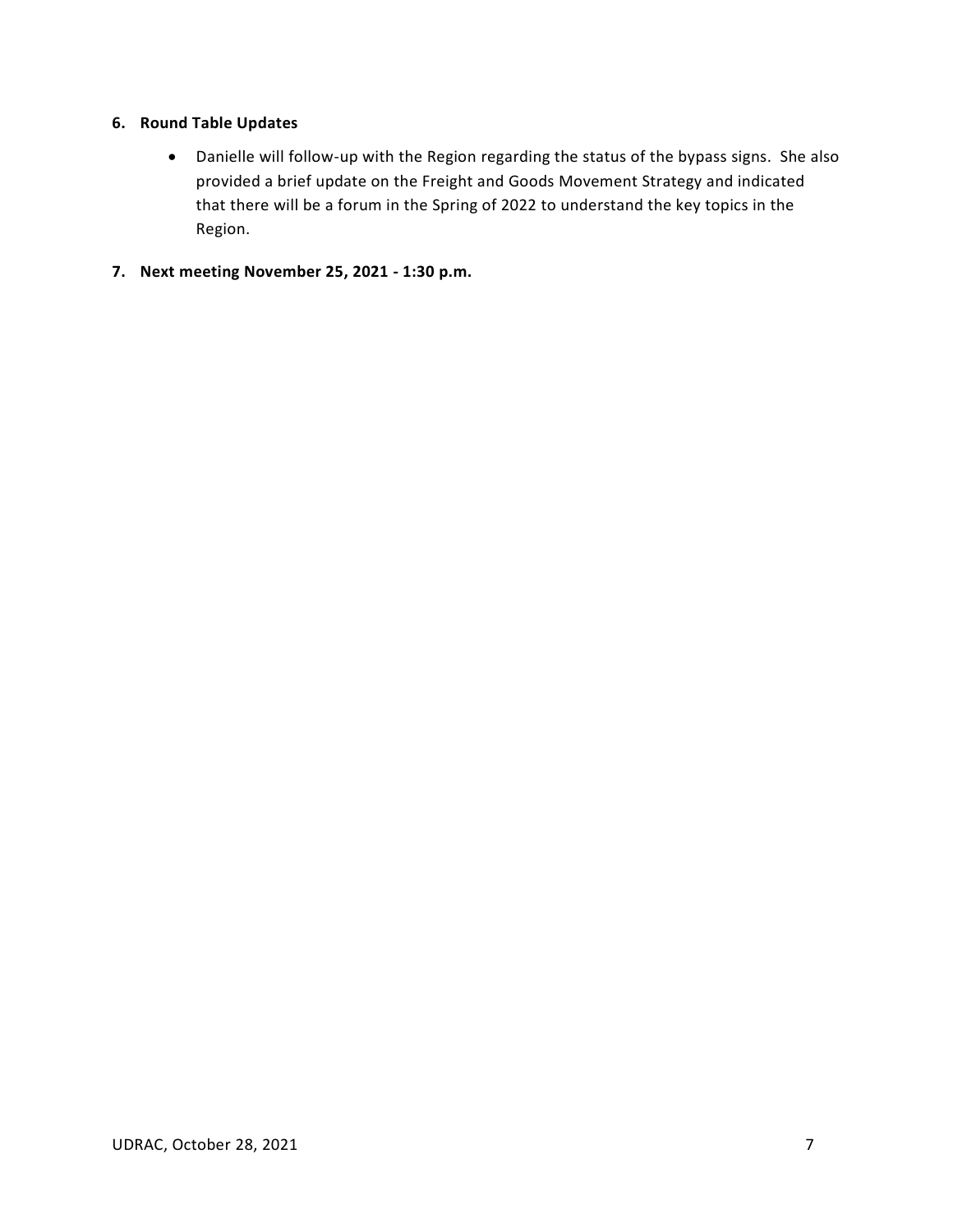**6. Round Table Updates**

- Danielle will follow-up with the Region regarding the status of the bypass signs. She also provided a brief update on the Freight and Goods Movement Strategy and indicated that there will be a forum in the Spring of 2022 to understand the key topics in the Region.

**7. Next meeting November 25, 2021 - 1:30 p.m.**